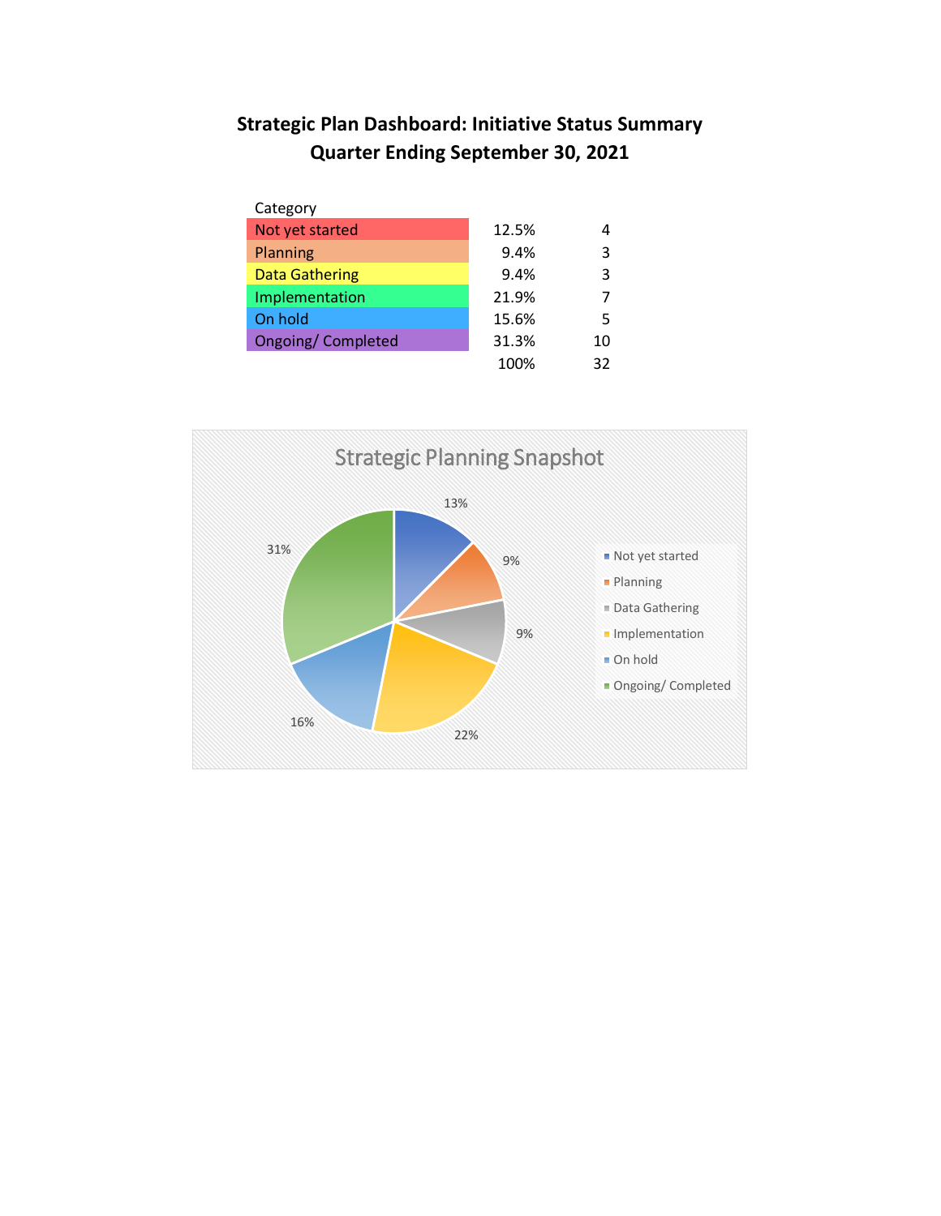# Strategic Plan Dashboard: Initiative Status Summary
# Quarter Ending September 30, 2021

| Category | | |
|---|---|---|
| Not yet started | 12.5% | 4 |
| Planning | 9.4% | 3 |
| Data Gathering | 9.4% | 3 |
| Implementation | 21.9% | 7 |
| On hold | 15.6% | 5 |
| Ongoing/ Completed | 31.3% | 10 |
| | 100% | 32 |

Strategic Planning Snapshot

| Category | Percentage |
|---|---|
| Not yet started | 13% |
| Planning | 9% |
| Data Gathering | 9% |
| Implementation | 22% |
| On hold | 16% |
| Ongoing/ Completed | 31% |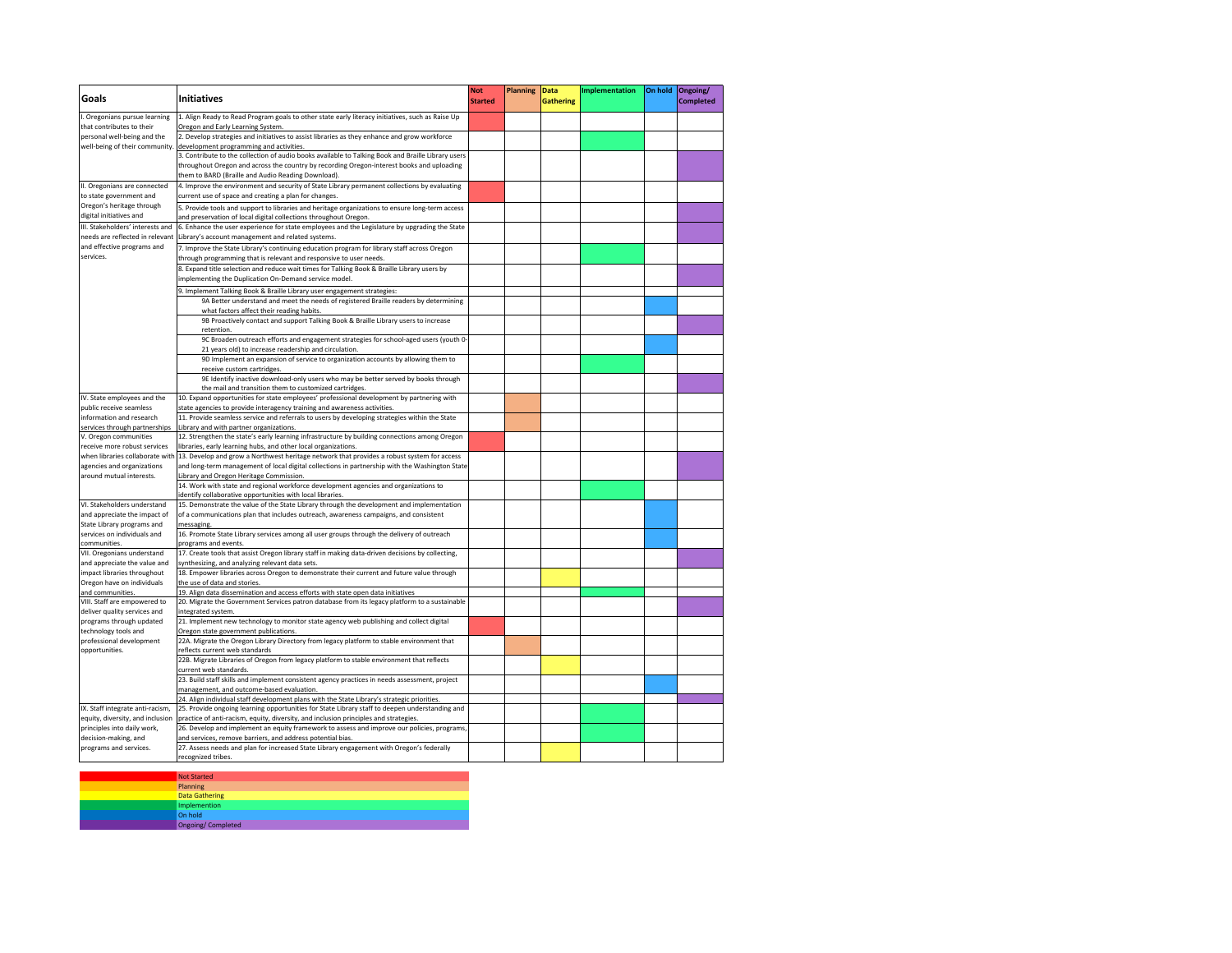| Goals | Initiatives | Not Started | Planning | Data Gathering | Implementation | On hold | Ongoing/ Completed |
|---|---|---|---|---|---|---|---|
| I. Oregonians pursue learning that contributes to their personal well-being and the well-being of their community. | 1. Align Ready to Read Program goals to other state early literacy initiatives, such as Raise Up Oregon and Early Learning System. | X | | | | | |
| | 2. Develop strategies and initiatives to assist libraries as they enhance and grow workforce development programming and activities. | | | | X | | |
| | 3. Contribute to the collection of audio books available to Talking Book and Braille Library users throughout Oregon and across the country by recording Oregon-interest books and uploading them to BARD (Braille and Audio Reading Download). | | | | | | X |
| II. Oregonians are connected to state government and Oregon's heritage through digital initiatives and | 4. Improve the environment and security of State Library permanent collections by evaluating current use of space and creating a plan for changes. | X | | | | | |
| | 5. Provide tools and support to libraries and heritage organizations to ensure long-term access and preservation of local digital collections throughout Oregon. | | | | | | X |
| III. Stakeholders' interests and needs are reflected in relevant and effective programs and services. | 6. Enhance the user experience for state employees and the Legislature by upgrading the State Library's account management and related systems. | | | | | | X |
| | 7. Improve the State Library's continuing education program for library staff across Oregon through programming that is relevant and responsive to user needs. | | | | X | | |
| | 8. Expand title selection and reduce wait times for Talking Book & Braille Library users by implementing the Duplication On-Demand service model. | | | | | | X |
| | 9. Implement Talking Book & Braille Library user engagement strategies: | | | | | | |
| | 9A Better understand and meet the needs of registered Braille readers by determining what factors affect their reading habits. | | | | | X | |
| | 9B Proactively contact and support Talking Book & Braille Library users to increase retention. | | | | | | X |
| | 9C Broaden outreach efforts and engagement strategies for school-aged users (youth 0-21 years old) to increase readership and circulation. | | | | | X | |
| | 9D Implement an expansion of service to organization accounts by allowing them to receive custom cartridges. | | | | X | | |
| | 9E Identify inactive download-only users who may be better served by books through the mail and transition them to customized cartridges. | | | | | | X |
| IV. State employees and the public receive seamless information and research services through partnerships | 10. Expand opportunities for state employees' professional development by partnering with state agencies to provide interagency training and awareness activities. | | X | | | | |
| | 11. Provide seamless service and referrals to users by developing strategies within the State Library and with partner organizations. | | X | | | | |
| V. Oregon communities receive more robust services when libraries collaborate with agencies and organizations around mutual interests. | 12. Strengthen the state's early learning infrastructure by building connections among Oregon libraries, early learning hubs, and other local organizations. | X | | | | | |
| | 13. Develop and grow a Northwest heritage network that provides a robust system for access and long-term management of local digital collections in partnership with the Washington State Library and Oregon Heritage Commission. | | | | | | X |
| | 14. Work with state and regional workforce development agencies and organizations to identify collaborative opportunities with local libraries. | | | | X | | |
| VI. Stakeholders understand and appreciate the impact of State Library programs and services on individuals and communities. | 15. Demonstrate the value of the State Library through the development and implementation of a communications plan that includes outreach, awareness campaigns, and consistent messaging. | | | | | X | |
| | 16. Promote State Library services among all user groups through the delivery of outreach programs and events. | | | | | X | |
| VII. Oregonians understand and appreciate the value and impact libraries throughout Oregon have on individuals and communities. | 17. Create tools that assist Oregon library staff in making data-driven decisions by collecting, synthesizing, and analyzing relevant data sets. | | | | | | X |
| | 18. Empower libraries across Oregon to demonstrate their current and future value through the use of data and stories. | | | X | | | |
| | 19. Align data dissemination and access efforts with state open data initiatives | | | | X | | |
| VIII. Staff are empowered to deliver quality services and programs through updated technology tools and professional development opportunities. | 20. Migrate the Government Services patron database from its legacy platform to a sustainable integrated system. | | | | | | X |
| | 21. Implement new technology to monitor state agency web publishing and collect digital Oregon state government publications. | X | | | | | |
| | 22A. Migrate the Oregon Library Directory from legacy platform to stable environment that reflects current web standards | | X | | | | |
| | 22B. Migrate Libraries of Oregon from legacy platform to stable environment that reflects current web standards. | | | X | | | |
| | 23. Build staff skills and implement consistent agency practices in needs assessment, project management, and outcome-based evaluation. | | | | | X | |
| | 24. Align individual staff development plans with the State Library's strategic priorities. | | | | | | X |
| IX. Staff integrate anti-racism, equity, diversity, and inclusion principles into daily work, decision-making, and programs and services. | 25. Provide ongoing learning opportunities for State Library staff to deepen understanding and practice of anti-racism, equity, diversity, and inclusion principles and strategies. | | | | X | | |
| | 26. Develop and implement an equity framework to assess and improve our policies, programs, and services, remove barriers, and address potential bias. | | | | X | | |
| | 27. Assess needs and plan for increased State Library engagement with Oregon's federally recognized tribes. | | | X | | | |

- Not Started
- Planning
- Data Gathering
- Implemention
- On hold
- Ongoing/ Completed